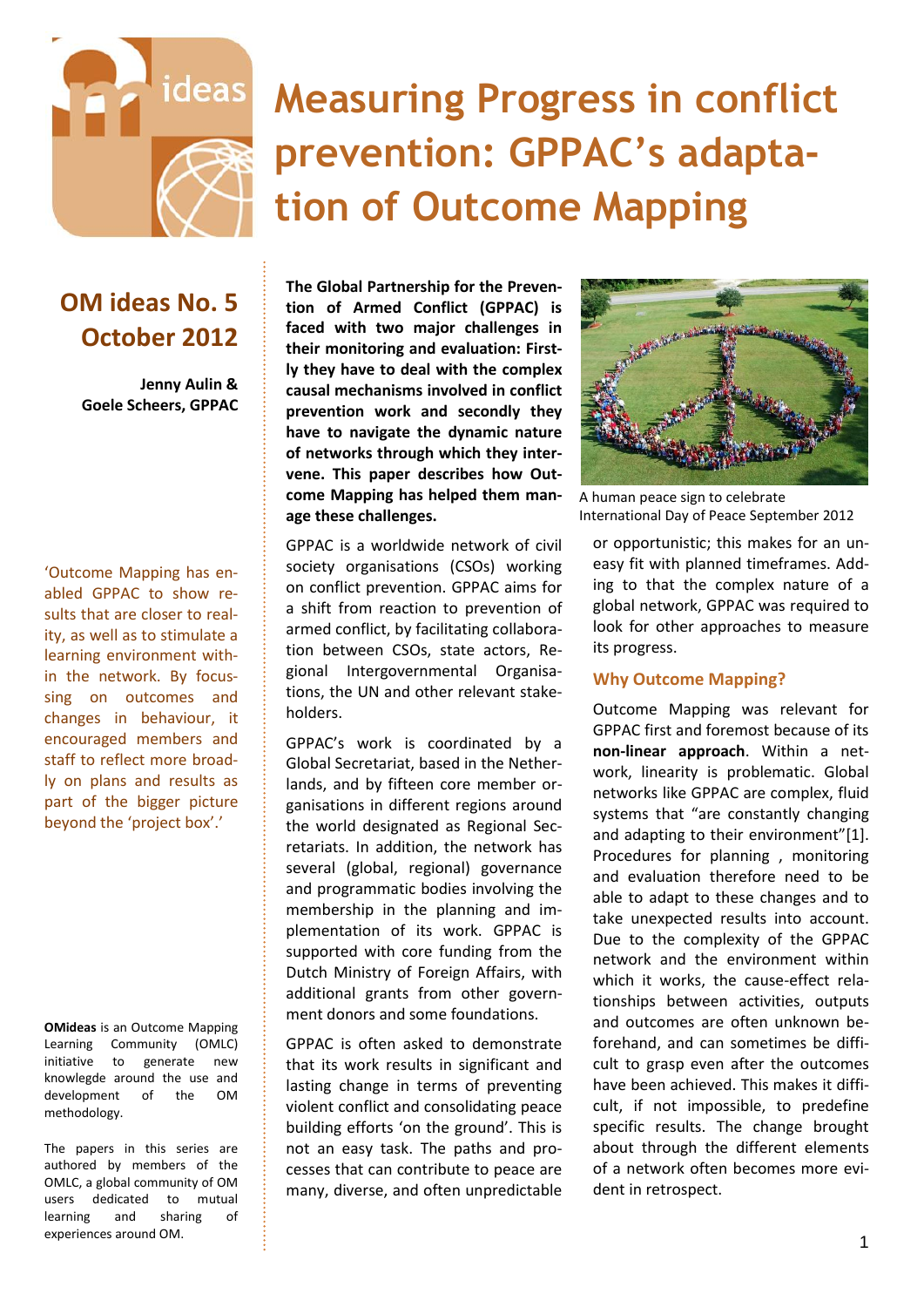# Measuring Progress in conflict prevention: GPPAC's adaptation of Outcome Mapping

## OM ideas No. 5
## October 2012

**Jenny Aulin & Goele Scheers, GPPAC**

'Outcome Mapping has enabled GPPAC to show results that are closer to reality, as well as to stimulate a learning environment within the network. By focussing on outcomes and changes in behaviour, it encouraged members and staff to reflect more broadly on plans and results as part of the bigger picture beyond the 'project box'.'

**OMideas** is an Outcome Mapping Learning Community (OMLC) initiative to generate new knowlegde around the use and development of the OM methodology.

The papers in this series are authored by members of the OMLC, a global community of OM users dedicated to mutual learning and sharing of experiences around OM.

**The Global Partnership for the Prevention of Armed Conflict (GPPAC) is faced with two major challenges in their monitoring and evaluation: Firstly they have to deal with the complex causal mechanisms involved in conflict prevention work and secondly they have to navigate the dynamic nature of networks through which they intervene. This paper describes how Outcome Mapping has helped them manage these challenges.**

GPPAC is a worldwide network of civil society organisations (CSOs) working on conflict prevention. GPPAC aims for a shift from reaction to prevention of armed conflict, by facilitating collaboration between CSOs, state actors, Regional Intergovernmental Organisations, the UN and other relevant stakeholders.

GPPAC's work is coordinated by a Global Secretariat, based in the Netherlands, and by fifteen core member organisations in different regions around the world designated as Regional Secretariats. In addition, the network has several (global, regional) governance and programmatic bodies involving the membership in the planning and implementation of its work. GPPAC is supported with core funding from the Dutch Ministry of Foreign Affairs, with additional grants from other government donors and some foundations.

GPPAC is often asked to demonstrate that its work results in significant and lasting change in terms of preventing violent conflict and consolidating peace building efforts 'on the ground'. This is not an easy task. The paths and processes that can contribute to peace are many, diverse, and often unpredictable or opportunistic; this makes for an uneasy fit with planned timeframes. Adding to that the complex nature of a global network, GPPAC was required to look for other approaches to measure its progress.

A human peace sign to celebrate International Day of Peace September 2012

### Why Outcome Mapping?

Outcome Mapping was relevant for GPPAC first and foremost because of its **non-linear approach**. Within a network, linearity is problematic. Global networks like GPPAC are complex, fluid systems that "are constantly changing and adapting to their environment"[1]. Procedures for planning , monitoring and evaluation therefore need to be able to adapt to these changes and to take unexpected results into account. Due to the complexity of the GPPAC network and the environment within which it works, the cause-effect relationships between activities, outputs and outcomes are often unknown beforehand, and can sometimes be difficult to grasp even after the outcomes have been achieved. This makes it difficult, if not impossible, to predefine specific results. The change brought about through the different elements of a network often becomes more evident in retrospect.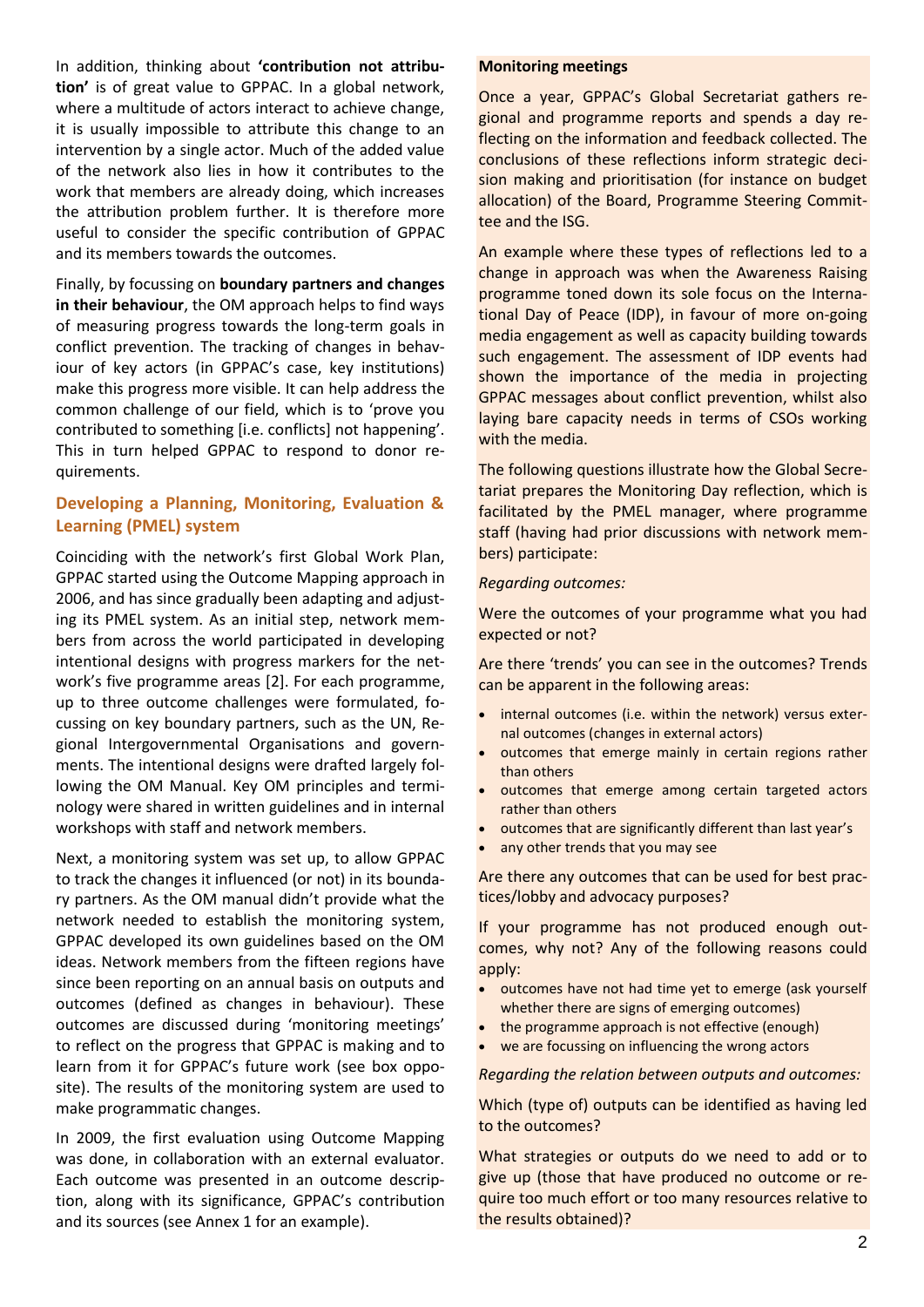In addition, thinking about **'contribution not attribution'** is of great value to GPPAC. In a global network, where a multitude of actors interact to achieve change, it is usually impossible to attribute this change to an intervention by a single actor. Much of the added value of the network also lies in how it contributes to the work that members are already doing, which increases the attribution problem further. It is therefore more useful to consider the specific contribution of GPPAC and its members towards the outcomes.

Finally, by focussing on **boundary partners and changes in their behaviour**, the OM approach helps to find ways of measuring progress towards the long-term goals in conflict prevention. The tracking of changes in behaviour of key actors (in GPPAC's case, key institutions) make this progress more visible. It can help address the common challenge of our field, which is to 'prove you contributed to something [i.e. conflicts] not happening'. This in turn helped GPPAC to respond to donor requirements.

## Developing a Planning, Monitoring, Evaluation & Learning (PMEL) system

Coinciding with the network's first Global Work Plan, GPPAC started using the Outcome Mapping approach in 2006, and has since gradually been adapting and adjusting its PMEL system. As an initial step, network members from across the world participated in developing intentional designs with progress markers for the network's five programme areas [2]. For each programme, up to three outcome challenges were formulated, focussing on key boundary partners, such as the UN, Regional Intergovernmental Organisations and governments. The intentional designs were drafted largely following the OM Manual. Key OM principles and terminology were shared in written guidelines and in internal workshops with staff and network members.

Next, a monitoring system was set up, to allow GPPAC to track the changes it influenced (or not) in its boundary partners. As the OM manual didn't provide what the network needed to establish the monitoring system, GPPAC developed its own guidelines based on the OM ideas. Network members from the fifteen regions have since been reporting on an annual basis on outputs and outcomes (defined as changes in behaviour). These outcomes are discussed during 'monitoring meetings' to reflect on the progress that GPPAC is making and to learn from it for GPPAC's future work (see box opposite). The results of the monitoring system are used to make programmatic changes.

In 2009, the first evaluation using Outcome Mapping was done, in collaboration with an external evaluator. Each outcome was presented in an outcome description, along with its significance, GPPAC's contribution and its sources (see Annex 1 for an example).

**Monitoring meetings**

Once a year, GPPAC's Global Secretariat gathers regional and programme reports and spends a day reflecting on the information and feedback collected. The conclusions of these reflections inform strategic decision making and prioritisation (for instance on budget allocation) of the Board, Programme Steering Committee and the ISG.

An example where these types of reflections led to a change in approach was when the Awareness Raising programme toned down its sole focus on the International Day of Peace (IDP), in favour of more on-going media engagement as well as capacity building towards such engagement. The assessment of IDP events had shown the importance of the media in projecting GPPAC messages about conflict prevention, whilst also laying bare capacity needs in terms of CSOs working with the media.

The following questions illustrate how the Global Secretariat prepares the Monitoring Day reflection, which is facilitated by the PMEL manager, where programme staff (having had prior discussions with network members) participate:

*Regarding outcomes:*

Were the outcomes of your programme what you had expected or not?

Are there 'trends' you can see in the outcomes? Trends can be apparent in the following areas:

- internal outcomes (i.e. within the network) versus external outcomes (changes in external actors)
- outcomes that emerge mainly in certain regions rather than others
- outcomes that emerge among certain targeted actors rather than others
- outcomes that are significantly different than last year's
- any other trends that you may see

Are there any outcomes that can be used for best practices/lobby and advocacy purposes?

If your programme has not produced enough outcomes, why not? Any of the following reasons could apply:

- outcomes have not had time yet to emerge (ask yourself whether there are signs of emerging outcomes)
- the programme approach is not effective (enough)
- we are focussing on influencing the wrong actors

*Regarding the relation between outputs and outcomes:*

Which (type of) outputs can be identified as having led to the outcomes?

What strategies or outputs do we need to add or to give up (those that have produced no outcome or require too much effort or too many resources relative to the results obtained)?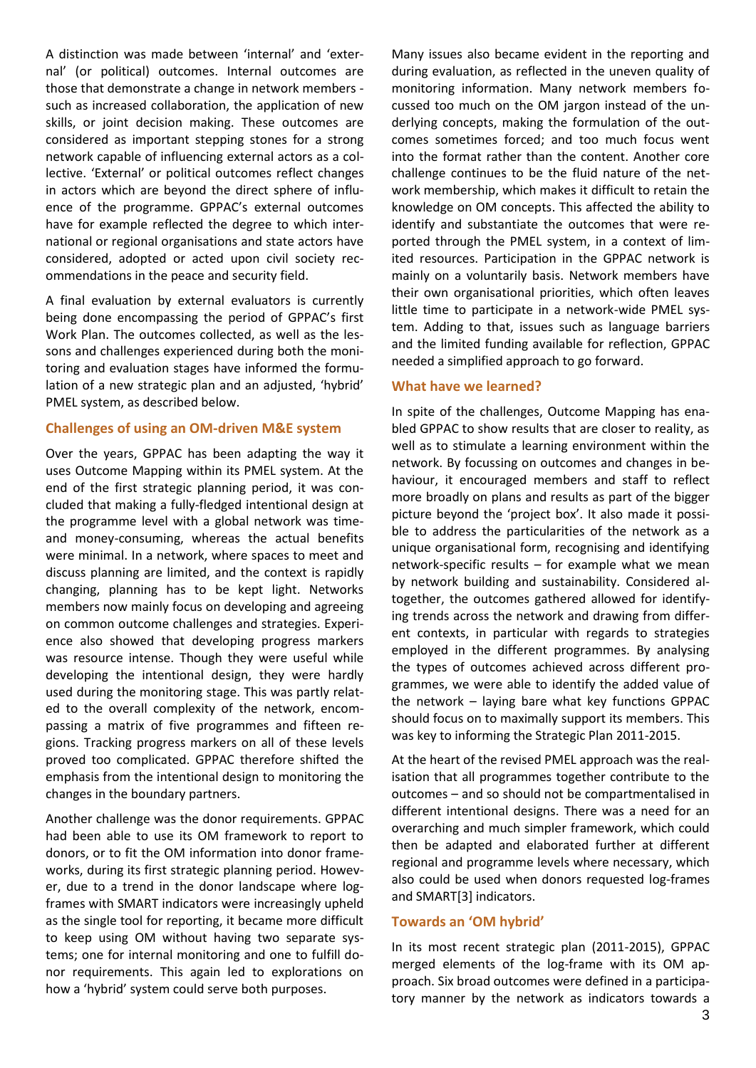A distinction was made between 'internal' and 'external' (or political) outcomes. Internal outcomes are those that demonstrate a change in network members - such as increased collaboration, the application of new skills, or joint decision making. These outcomes are considered as important stepping stones for a strong network capable of influencing external actors as a collective. 'External' or political outcomes reflect changes in actors which are beyond the direct sphere of influence of the programme. GPPAC's external outcomes have for example reflected the degree to which international or regional organisations and state actors have considered, adopted or acted upon civil society recommendations in the peace and security field.

A final evaluation by external evaluators is currently being done encompassing the period of GPPAC's first Work Plan. The outcomes collected, as well as the lessons and challenges experienced during both the monitoring and evaluation stages have informed the formulation of a new strategic plan and an adjusted, 'hybrid' PMEL system, as described below.

## Challenges of using an OM-driven M&E system

Over the years, GPPAC has been adapting the way it uses Outcome Mapping within its PMEL system. At the end of the first strategic planning period, it was concluded that making a fully-fledged intentional design at the programme level with a global network was time- and money-consuming, whereas the actual benefits were minimal. In a network, where spaces to meet and discuss planning are limited, and the context is rapidly changing, planning has to be kept light. Networks members now mainly focus on developing and agreeing on common outcome challenges and strategies. Experience also showed that developing progress markers was resource intense. Though they were useful while developing the intentional design, they were hardly used during the monitoring stage. This was partly related to the overall complexity of the network, encompassing a matrix of five programmes and fifteen regions. Tracking progress markers on all of these levels proved too complicated. GPPAC therefore shifted the emphasis from the intentional design to monitoring the changes in the boundary partners.

Another challenge was the donor requirements. GPPAC had been able to use its OM framework to report to donors, or to fit the OM information into donor frameworks, during its first strategic planning period. However, due to a trend in the donor landscape where log-frames with SMART indicators were increasingly upheld as the single tool for reporting, it became more difficult to keep using OM without having two separate systems; one for internal monitoring and one to fulfill donor requirements. This again led to explorations on how a 'hybrid' system could serve both purposes.

Many issues also became evident in the reporting and during evaluation, as reflected in the uneven quality of monitoring information. Many network members focussed too much on the OM jargon instead of the underlying concepts, making the formulation of the outcomes sometimes forced; and too much focus went into the format rather than the content. Another core challenge continues to be the fluid nature of the network membership, which makes it difficult to retain the knowledge on OM concepts. This affected the ability to identify and substantiate the outcomes that were reported through the PMEL system, in a context of limited resources. Participation in the GPPAC network is mainly on a voluntarily basis. Network members have their own organisational priorities, which often leaves little time to participate in a network-wide PMEL system. Adding to that, issues such as language barriers and the limited funding available for reflection, GPPAC needed a simplified approach to go forward.

## What have we learned?

In spite of the challenges, Outcome Mapping has enabled GPPAC to show results that are closer to reality, as well as to stimulate a learning environment within the network. By focussing on outcomes and changes in behaviour, it encouraged members and staff to reflect more broadly on plans and results as part of the bigger picture beyond the 'project box'. It also made it possible to address the particularities of the network as a unique organisational form, recognising and identifying network-specific results – for example what we mean by network building and sustainability. Considered altogether, the outcomes gathered allowed for identifying trends across the network and drawing from different contexts, in particular with regards to strategies employed in the different programmes. By analysing the types of outcomes achieved across different programmes, we were able to identify the added value of the network – laying bare what key functions GPPAC should focus on to maximally support its members. This was key to informing the Strategic Plan 2011-2015.

At the heart of the revised PMEL approach was the realisation that all programmes together contribute to the outcomes – and so should not be compartmentalised in different intentional designs. There was a need for an overarching and much simpler framework, which could then be adapted and elaborated further at different regional and programme levels where necessary, which also could be used when donors requested log-frames and SMART[3] indicators.

## Towards an 'OM hybrid'

In its most recent strategic plan (2011-2015), GPPAC merged elements of the log-frame with its OM approach. Six broad outcomes were defined in a participatory manner by the network as indicators towards a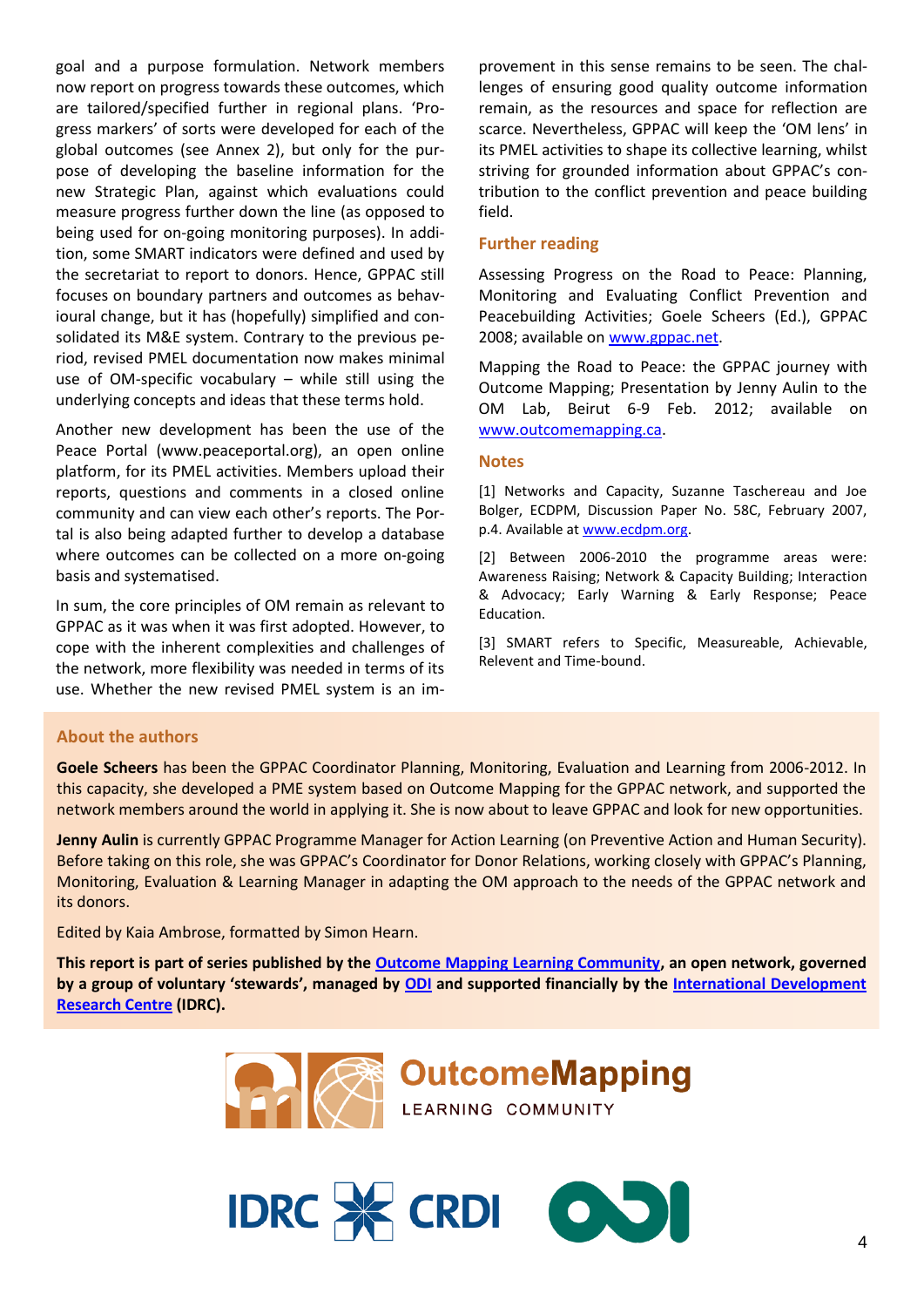goal and a purpose formulation. Network members now report on progress towards these outcomes, which are tailored/specified further in regional plans. 'Progress markers' of sorts were developed for each of the global outcomes (see Annex 2), but only for the purpose of developing the baseline information for the new Strategic Plan, against which evaluations could measure progress further down the line (as opposed to being used for on-going monitoring purposes). In addition, some SMART indicators were defined and used by the secretariat to report to donors. Hence, GPPAC still focuses on boundary partners and outcomes as behavioural change, but it has (hopefully) simplified and consolidated its M&E system. Contrary to the previous period, revised PMEL documentation now makes minimal use of OM-specific vocabulary – while still using the underlying concepts and ideas that these terms hold.

Another new development has been the use of the Peace Portal (www.peaceportal.org), an open online platform, for its PMEL activities. Members upload their reports, questions and comments in a closed online community and can view each other's reports. The Portal is also being adapted further to develop a database where outcomes can be collected on a more on-going basis and systematised.

In sum, the core principles of OM remain as relevant to GPPAC as it was when it was first adopted. However, to cope with the inherent complexities and challenges of the network, more flexibility was needed in terms of its use. Whether the new revised PMEL system is an improvement in this sense remains to be seen. The challenges of ensuring good quality outcome information remain, as the resources and space for reflection are scarce. Nevertheless, GPPAC will keep the 'OM lens' in its PMEL activities to shape its collective learning, whilst striving for grounded information about GPPAC's contribution to the conflict prevention and peace building field.

## Further reading

Assessing Progress on the Road to Peace: Planning, Monitoring and Evaluating Conflict Prevention and Peacebuilding Activities; Goele Scheers (Ed.), GPPAC 2008; available on www.gppac.net.

Mapping the Road to Peace: the GPPAC journey with Outcome Mapping; Presentation by Jenny Aulin to the OM Lab, Beirut 6-9 Feb. 2012; available on www.outcomemapping.ca.

## Notes

[1] Networks and Capacity, Suzanne Taschereau and Joe Bolger, ECDPM, Discussion Paper No. 58C, February 2007, p.4. Available at www.ecdpm.org.

[2] Between 2006-2010 the programme areas were: Awareness Raising; Network & Capacity Building; Interaction & Advocacy; Early Warning & Early Response; Peace Education.

[3] SMART refers to Specific, Measureable, Achievable, Relevent and Time-bound.

## About the authors

**Goele Scheers** has been the GPPAC Coordinator Planning, Monitoring, Evaluation and Learning from 2006-2012. In this capacity, she developed a PME system based on Outcome Mapping for the GPPAC network, and supported the network members around the world in applying it. She is now about to leave GPPAC and look for new opportunities.

**Jenny Aulin** is currently GPPAC Programme Manager for Action Learning (on Preventive Action and Human Security). Before taking on this role, she was GPPAC's Coordinator for Donor Relations, working closely with GPPAC's Planning, Monitoring, Evaluation & Learning Manager in adapting the OM approach to the needs of the GPPAC network and its donors.

Edited by Kaia Ambrose, formatted by Simon Hearn.

**This report is part of series published by the Outcome Mapping Learning Community, an open network, governed by a group of voluntary 'stewards', managed by ODI and supported financially by the International Development Research Centre (IDRC).**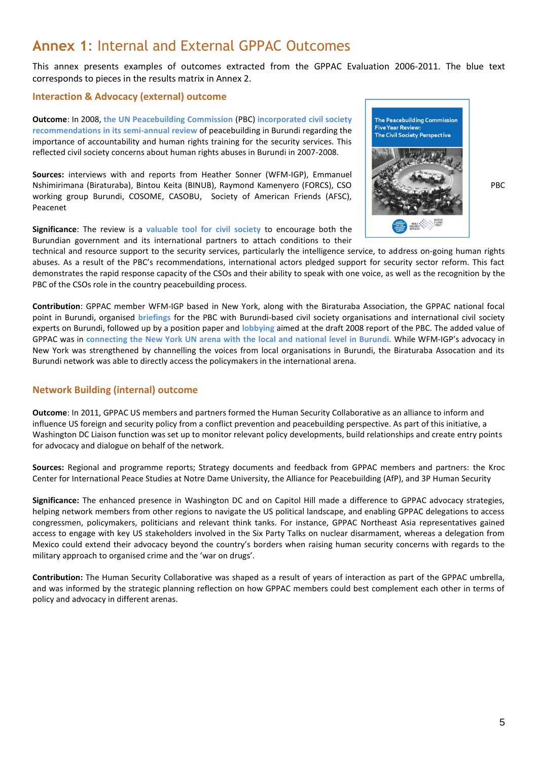# Annex 1: Internal and External GPPAC Outcomes

This annex presents examples of outcomes extracted from the GPPAC Evaluation 2006-2011. The blue text corresponds to pieces in the results matrix in Annex 2.

## Interaction & Advocacy (external) outcome

**Outcome**: In 2008, the UN Peacebuilding Commission (PBC) incorporated civil society recommendations in its semi-annual review of peacebuilding in Burundi regarding the importance of accountability and human rights training for the security services. This reflected civil society concerns about human rights abuses in Burundi in 2007-2008.

The Peacebuilding Commission Five Year Review: The Civil Society Perspective

PBC

**Sources:** interviews with and reports from Heather Sonner (WFM-IGP), Emmanuel Nshimirimana (Biraturaba), Bintou Keita (BINUB), Raymond Kamenyero (FORCS), CSO working group Burundi, COSOME, CASOBU, Society of American Friends (AFSC), Peacenet

**Significance**: The review is a valuable tool for civil society to encourage both the Burundian government and its international partners to attach conditions to their technical and resource support to the security services, particularly the intelligence service, to address on-going human rights abuses. As a result of the PBC's recommendations, international actors pledged support for security sector reform. This fact demonstrates the rapid response capacity of the CSOs and their ability to speak with one voice, as well as the recognition by the PBC of the CSOs role in the country peacebuilding process.

**Contribution**: GPPAC member WFM-IGP based in New York, along with the Biraturaba Association, the GPPAC national focal point in Burundi, organised briefings for the PBC with Burundi-based civil society organisations and international civil society experts on Burundi, followed up by a position paper and lobbying aimed at the draft 2008 report of the PBC. The added value of GPPAC was in connecting the New York UN arena with the local and national level in Burundi. While WFM-IGP's advocacy in New York was strengthened by channelling the voices from local organisations in Burundi, the Biraturaba Assocation and its Burundi network was able to directly access the policymakers in the international arena.

## Network Building (internal) outcome

**Outcome**: In 2011, GPPAC US members and partners formed the Human Security Collaborative as an alliance to inform and influence US foreign and security policy from a conflict prevention and peacebuilding perspective. As part of this initiative, a Washington DC Liaison function was set up to monitor relevant policy developments, build relationships and create entry points for advocacy and dialogue on behalf of the network.

**Sources:** Regional and programme reports; Strategy documents and feedback from GPPAC members and partners: the Kroc Center for International Peace Studies at Notre Dame University, the Alliance for Peacebuilding (AfP), and 3P Human Security

**Significance:** The enhanced presence in Washington DC and on Capitol Hill made a difference to GPPAC advocacy strategies, helping network members from other regions to navigate the US political landscape, and enabling GPPAC delegations to access congressmen, policymakers, politicians and relevant think tanks. For instance, GPPAC Northeast Asia representatives gained access to engage with key US stakeholders involved in the Six Party Talks on nuclear disarmament, whereas a delegation from Mexico could extend their advocacy beyond the country's borders when raising human security concerns with regards to the military approach to organised crime and the 'war on drugs'.

**Contribution:** The Human Security Collaborative was shaped as a result of years of interaction as part of the GPPAC umbrella, and was informed by the strategic planning reflection on how GPPAC members could best complement each other in terms of policy and advocacy in different arenas.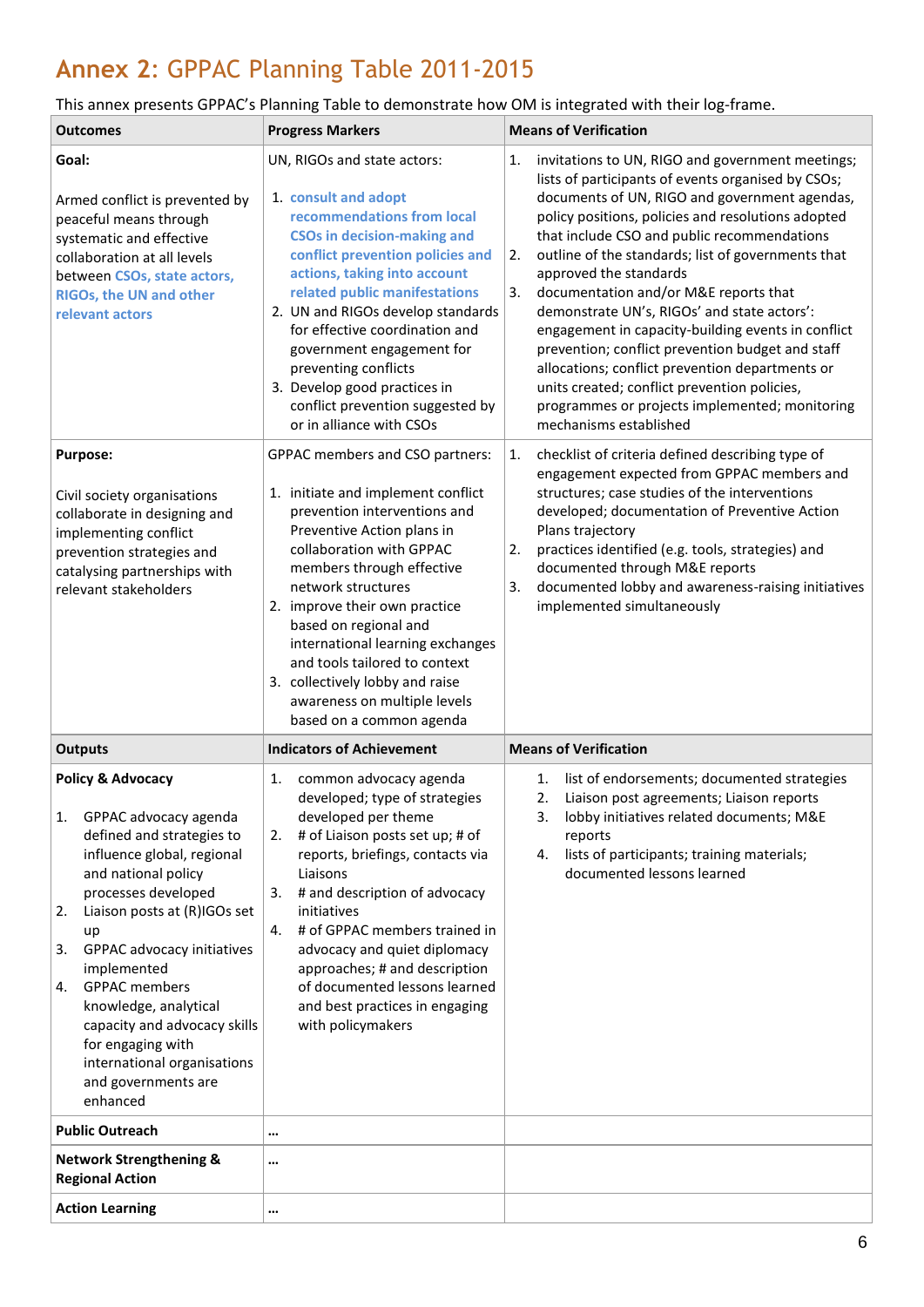# Annex 2: GPPAC Planning Table 2011-2015

This annex presents GPPAC's Planning Table to demonstrate how OM is integrated with their log-frame.

| Outcomes | Progress Markers | Means of Verification |
|---|---|---|
| **Goal:**<br><br>Armed conflict is prevented by peaceful means through systematic and effective collaboration at all levels between **CSOs, state actors, RIGOs, the UN and other relevant actors** | UN, RIGOs and state actors:<br><br>1. **consult and adopt recommendations from local CSOs in decision-making and conflict prevention policies and actions, taking into account related public manifestations**<br>2. UN and RIGOs develop standards for effective coordination and government engagement for preventing conflicts<br>3. Develop good practices in conflict prevention suggested by or in alliance with CSOs | 1. invitations to UN, RIGO and government meetings; lists of participants of events organised by CSOs; documents of UN, RIGO and government agendas, policy positions, policies and resolutions adopted that include CSO and public recommendations<br>2. outline of the standards; list of governments that approved the standards<br>3. documentation and/or M&E reports that demonstrate UN's, RIGOs' and state actors': engagement in capacity-building events in conflict prevention; conflict prevention budget and staff allocations; conflict prevention departments or units created; conflict prevention policies, programmes or projects implemented; monitoring mechanisms established |
| **Purpose:**<br><br>Civil society organisations collaborate in designing and implementing conflict prevention strategies and catalysing partnerships with relevant stakeholders | GPPAC members and CSO partners:<br><br>1. initiate and implement conflict prevention interventions and Preventive Action plans in collaboration with GPPAC members through effective network structures<br>2. improve their own practice based on regional and international learning exchanges and tools tailored to context<br>3. collectively lobby and raise awareness on multiple levels based on a common agenda | 1. checklist of criteria defined describing type of engagement expected from GPPAC members and structures; case studies of the interventions developed; documentation of Preventive Action Plans trajectory<br>2. practices identified (e.g. tools, strategies) and documented through M&E reports<br>3. documented lobby and awareness-raising initiatives implemented simultaneously |
| **Outputs** | **Indicators of Achievement** | **Means of Verification** |
| **Policy & Advocacy**<br><br>1. GPPAC advocacy agenda defined and strategies to influence global, regional and national policy processes developed<br>2. Liaison posts at (R)IGOs set up<br>3. GPPAC advocacy initiatives implemented<br>4. GPPAC members knowledge, analytical capacity and advocacy skills for engaging with international organisations and governments are enhanced | 1. common advocacy agenda developed; type of strategies developed per theme<br>2. # of Liaison posts set up; # of reports, briefings, contacts via Liaisons<br>3. # and description of advocacy initiatives<br>4. # of GPPAC members trained in advocacy and quiet diplomacy approaches; # and description of documented lessons learned and best practices in engaging with policymakers | 1. list of endorsements; documented strategies<br>2. Liaison post agreements; Liaison reports<br>3. lobby initiatives related documents; M&E reports<br>4. lists of participants; training materials; documented lessons learned |
| **Public Outreach** | … | |
| **Network Strengthening & Regional Action** | … | |
| **Action Learning** | … | |